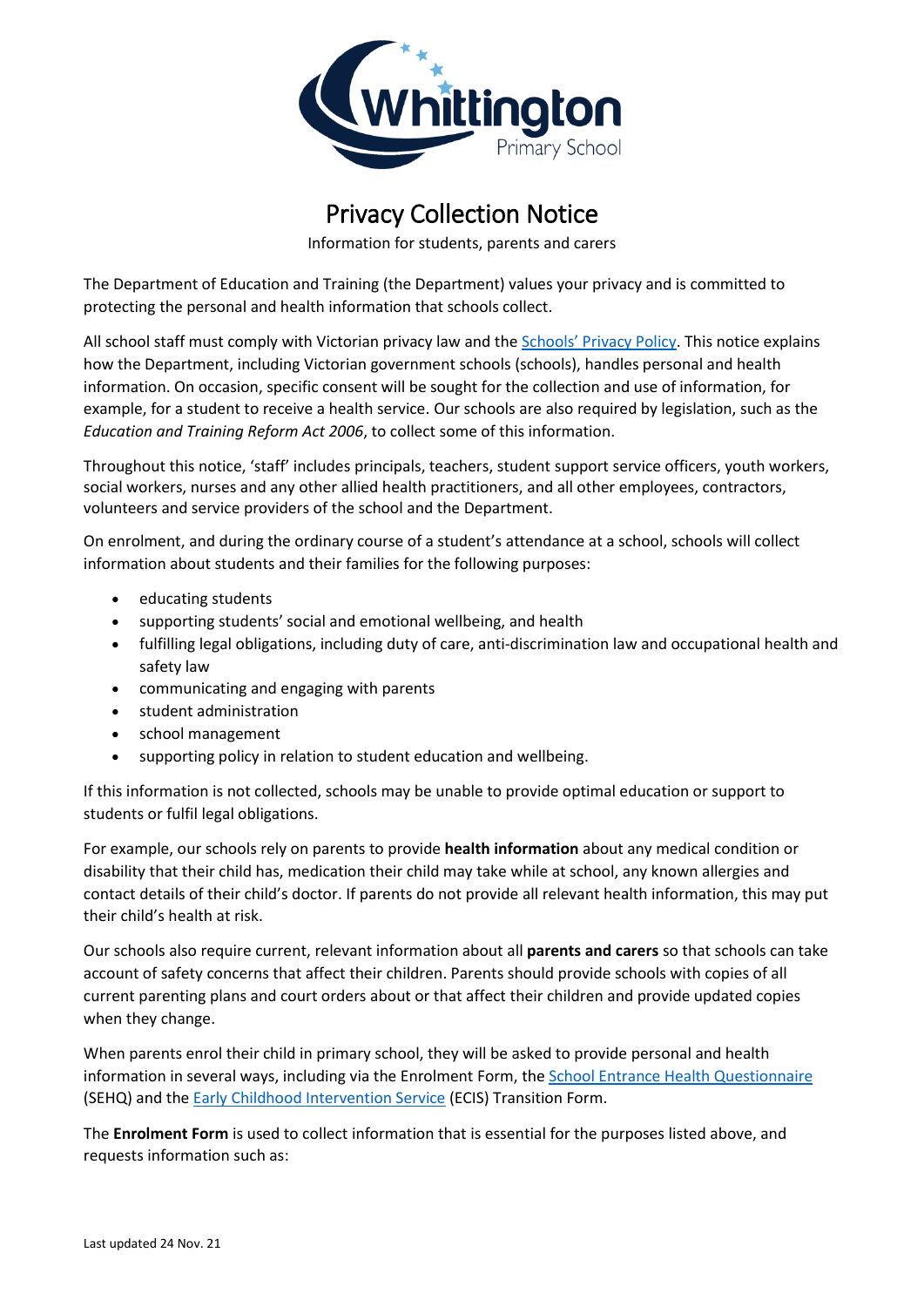# Privacy Collection Notice

Information for students, parents and carers

The Department of Education and Training (the Department) values your privacy and is committed to protecting the personal and health information that schools collect.

All school staff must comply with Victorian privacy law and the [Schools' Privacy Policy](). This notice explains how the Department, including Victorian government schools (schools), handles personal and health information. On occasion, specific consent will be sought for the collection and use of information, for example, for a student to receive a health service. Our schools are also required by legislation, such as the *Education and Training Reform Act 2006*, to collect some of this information.

Throughout this notice, 'staff' includes principals, teachers, student support service officers, youth workers, social workers, nurses and any other allied health practitioners, and all other employees, contractors, volunteers and service providers of the school and the Department.

On enrolment, and during the ordinary course of a student's attendance at a school, schools will collect information about students and their families for the following purposes:

- educating students
- supporting students' social and emotional wellbeing, and health
- fulfilling legal obligations, including duty of care, anti-discrimination law and occupational health and safety law
- communicating and engaging with parents
- student administration
- school management
- supporting policy in relation to student education and wellbeing.

If this information is not collected, schools may be unable to provide optimal education or support to students or fulfil legal obligations.

For example, our schools rely on parents to provide **health information** about any medical condition or disability that their child has, medication their child may take while at school, any known allergies and contact details of their child's doctor. If parents do not provide all relevant health information, this may put their child's health at risk.

Our schools also require current, relevant information about all **parents and carers** so that schools can take account of safety concerns that affect their children. Parents should provide schools with copies of all current parenting plans and court orders about or that affect their children and provide updated copies when they change.

When parents enrol their child in primary school, they will be asked to provide personal and health information in several ways, including via the Enrolment Form, the School Entrance Health Questionnaire (SEHQ) and the Early Childhood Intervention Service (ECIS) Transition Form.

The **Enrolment Form** is used to collect information that is essential for the purposes listed above, and requests information such as:

Last updated 24 Nov. 21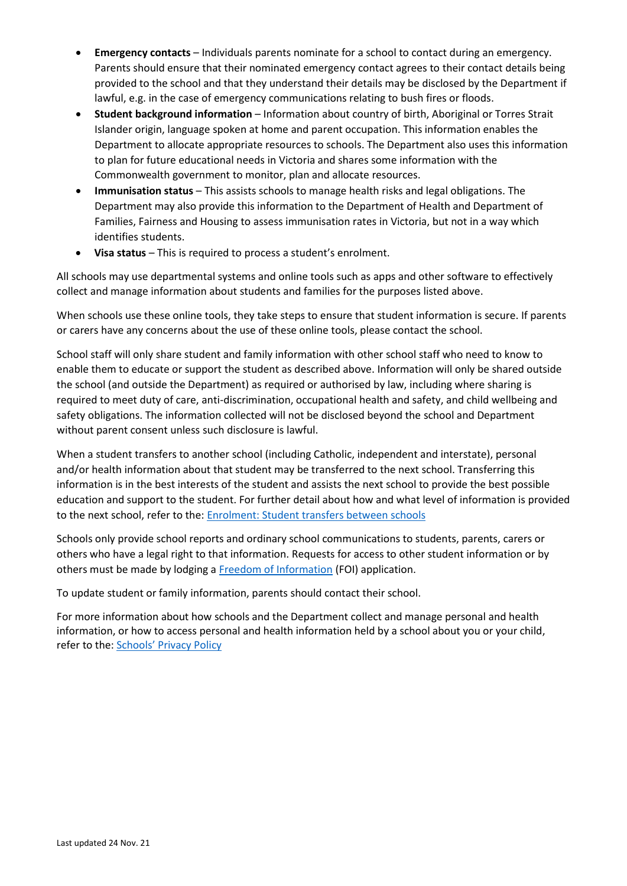- **Emergency contacts** – Individuals parents nominate for a school to contact during an emergency. Parents should ensure that their nominated emergency contact agrees to their contact details being provided to the school and that they understand their details may be disclosed by the Department if lawful, e.g. in the case of emergency communications relating to bush fires or floods.
- **Student background information** – Information about country of birth, Aboriginal or Torres Strait Islander origin, language spoken at home and parent occupation. This information enables the Department to allocate appropriate resources to schools. The Department also uses this information to plan for future educational needs in Victoria and shares some information with the Commonwealth government to monitor, plan and allocate resources.
- **Immunisation status** – This assists schools to manage health risks and legal obligations. The Department may also provide this information to the Department of Health and Department of Families, Fairness and Housing to assess immunisation rates in Victoria, but not in a way which identifies students.
- **Visa status** – This is required to process a student's enrolment.

All schools may use departmental systems and online tools such as apps and other software to effectively collect and manage information about students and families for the purposes listed above.

When schools use these online tools, they take steps to ensure that student information is secure. If parents or carers have any concerns about the use of these online tools, please contact the school.

School staff will only share student and family information with other school staff who need to know to enable them to educate or support the student as described above. Information will only be shared outside the school (and outside the Department) as required or authorised by law, including where sharing is required to meet duty of care, anti-discrimination, occupational health and safety, and child wellbeing and safety obligations. The information collected will not be disclosed beyond the school and Department without parent consent unless such disclosure is lawful.

When a student transfers to another school (including Catholic, independent and interstate), personal and/or health information about that student may be transferred to the next school. Transferring this information is in the best interests of the student and assists the next school to provide the best possible education and support to the student. For further detail about how and what level of information is provided to the next school, refer to the: Enrolment: Student transfers between schools

Schools only provide school reports and ordinary school communications to students, parents, carers or others who have a legal right to that information. Requests for access to other student information or by others must be made by lodging a Freedom of Information (FOI) application.

To update student or family information, parents should contact their school.

For more information about how schools and the Department collect and manage personal and health information, or how to access personal and health information held by a school about you or your child, refer to the: Schools' Privacy Policy

Last updated 24 Nov. 21